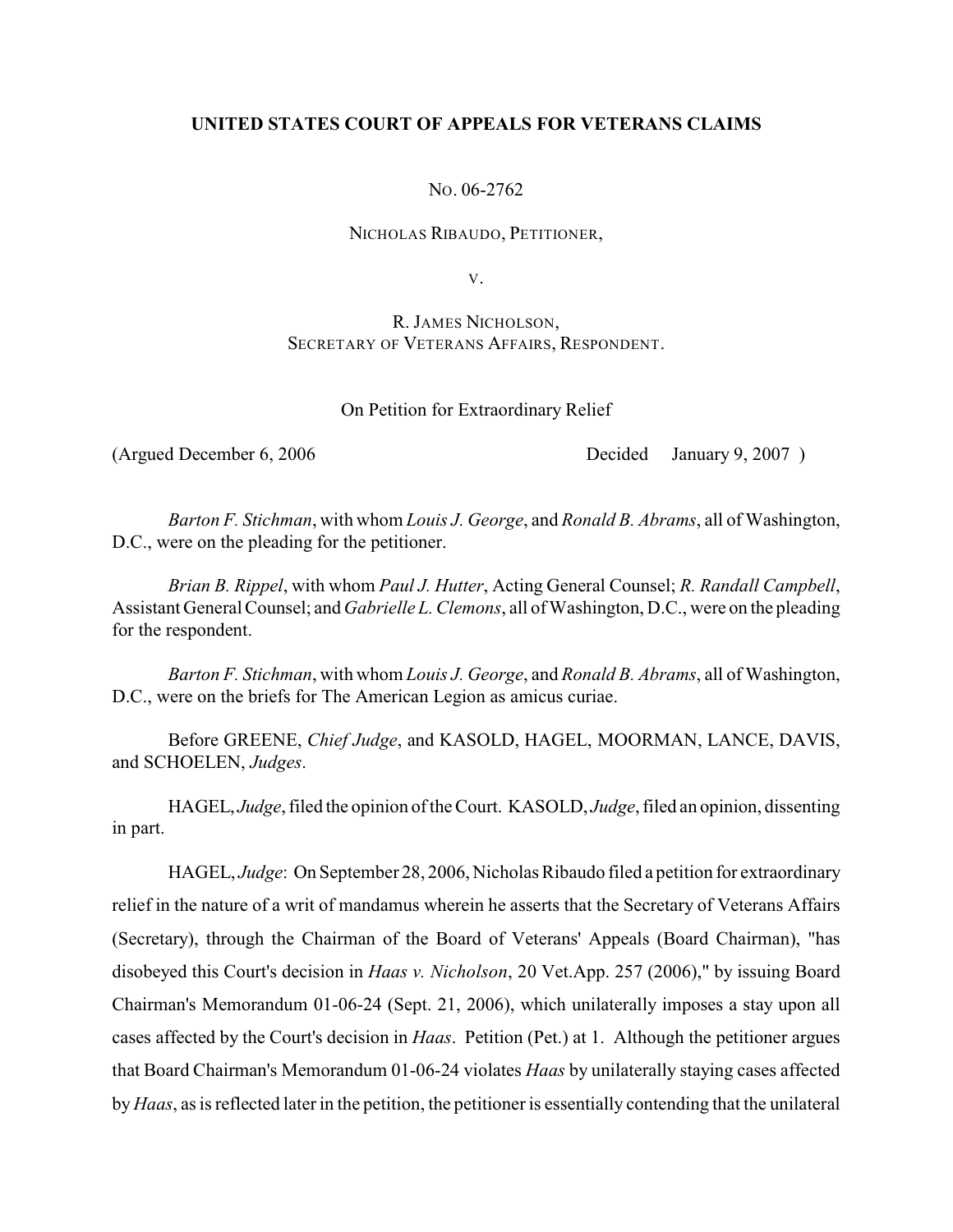**UNITED STATES COURT OF APPEALS FOR VETERANS CLAIMS**

NO. 06-2762

NICHOLAS RIBAUDO, PETITIONER,

V.

R. JAMES NICHOLSON,
SECRETARY OF VETERANS AFFAIRS, RESPONDENT.

On Petition for Extraordinary Relief

(Argued December 6, 2006 Decided January 9, 2007 )

*Barton F. Stichman*, with whom *Louis J. George*, and *Ronald B. Abrams*, all of Washington, D.C., were on the pleading for the petitioner.

*Brian B. Rippel*, with whom *Paul J. Hutter*, Acting General Counsel; *R. Randall Campbell*, Assistant General Counsel; and *Gabrielle L. Clemons*, all of Washington, D.C., were on the pleading for the respondent.

*Barton F. Stichman*, with whom *Louis J. George*, and *Ronald B. Abrams*, all of Washington, D.C., were on the briefs for The American Legion as amicus curiae.

Before GREENE, *Chief Judge*, and KASOLD, HAGEL, MOORMAN, LANCE, DAVIS, and SCHOELEN, *Judges*.

HAGEL, *Judge*, filed the opinion of the Court. KASOLD, *Judge*, filed an opinion, dissenting in part.

HAGEL, *Judge*: On September 28, 2006, Nicholas Ribaudo filed a petition for extraordinary relief in the nature of a writ of mandamus wherein he asserts that the Secretary of Veterans Affairs (Secretary), through the Chairman of the Board of Veterans' Appeals (Board Chairman), "has disobeyed this Court's decision in *Haas v. Nicholson*, 20 Vet.App. 257 (2006)," by issuing Board Chairman's Memorandum 01-06-24 (Sept. 21, 2006), which unilaterally imposes a stay upon all cases affected by the Court's decision in *Haas*. Petition (Pet.) at 1. Although the petitioner argues that Board Chairman's Memorandum 01-06-24 violates *Haas* by unilaterally staying cases affected by *Haas*, as is reflected later in the petition, the petitioner is essentially contending that the unilateral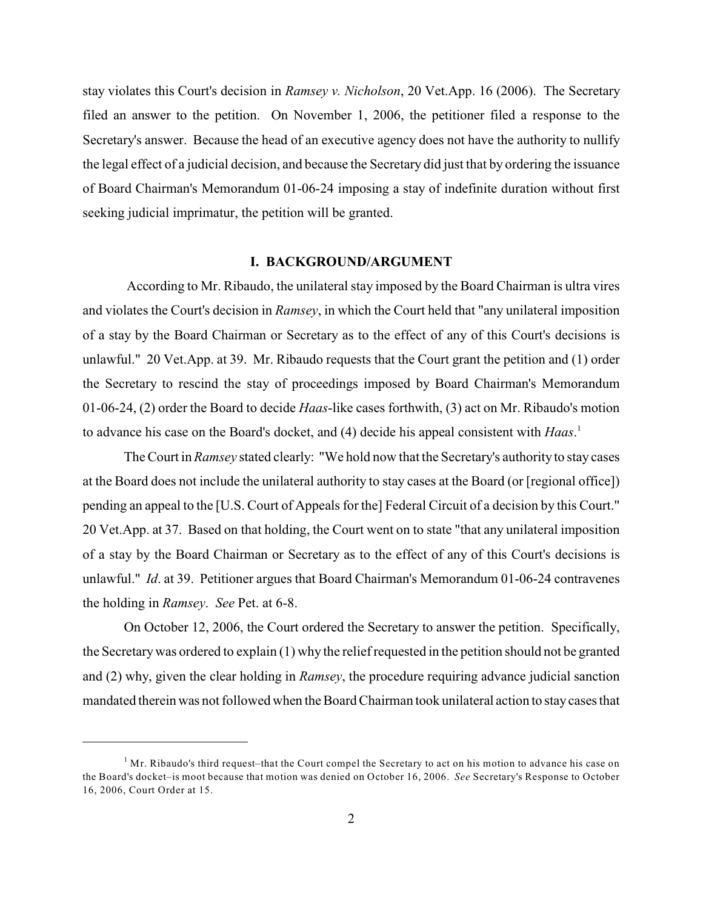stay violates this Court's decision in *Ramsey v. Nicholson*, 20 Vet.App. 16 (2006). The Secretary filed an answer to the petition. On November 1, 2006, the petitioner filed a response to the Secretary's answer. Because the head of an executive agency does not have the authority to nullify the legal effect of a judicial decision, and because the Secretary did just that by ordering the issuance of Board Chairman's Memorandum 01-06-24 imposing a stay of indefinite duration without first seeking judicial imprimatur, the petition will be granted.

## I. BACKGROUND/ARGUMENT

According to Mr. Ribaudo, the unilateral stay imposed by the Board Chairman is ultra vires and violates the Court's decision in *Ramsey*, in which the Court held that "any unilateral imposition of a stay by the Board Chairman or Secretary as to the effect of any of this Court's decisions is unlawful." 20 Vet.App. at 39. Mr. Ribaudo requests that the Court grant the petition and (1) order the Secretary to rescind the stay of proceedings imposed by Board Chairman's Memorandum 01-06-24, (2) order the Board to decide *Haas*-like cases forthwith, (3) act on Mr. Ribaudo's motion to advance his case on the Board's docket, and (4) decide his appeal consistent with *Haas*.[1]

The Court in *Ramsey* stated clearly: "We hold now that the Secretary's authority to stay cases at the Board does not include the unilateral authority to stay cases at the Board (or [regional office]) pending an appeal to the [U.S. Court of Appeals for the] Federal Circuit of a decision by this Court." 20 Vet.App. at 37. Based on that holding, the Court went on to state "that any unilateral imposition of a stay by the Board Chairman or Secretary as to the effect of any of this Court's decisions is unlawful." *Id*. at 39. Petitioner argues that Board Chairman's Memorandum 01-06-24 contravenes the holding in *Ramsey*. *See* Pet. at 6-8.

On October 12, 2006, the Court ordered the Secretary to answer the petition. Specifically, the Secretary was ordered to explain (1) why the relief requested in the petition should not be granted and (2) why, given the clear holding in *Ramsey*, the procedure requiring advance judicial sanction mandated therein was not followed when the Board Chairman took unilateral action to stay cases that

---

[1] Mr. Ribaudo's third request–that the Court compel the Secretary to act on his motion to advance his case on the Board's docket–is moot because that motion was denied on October 16, 2006. *See* Secretary's Response to October 16, 2006, Court Order at 15.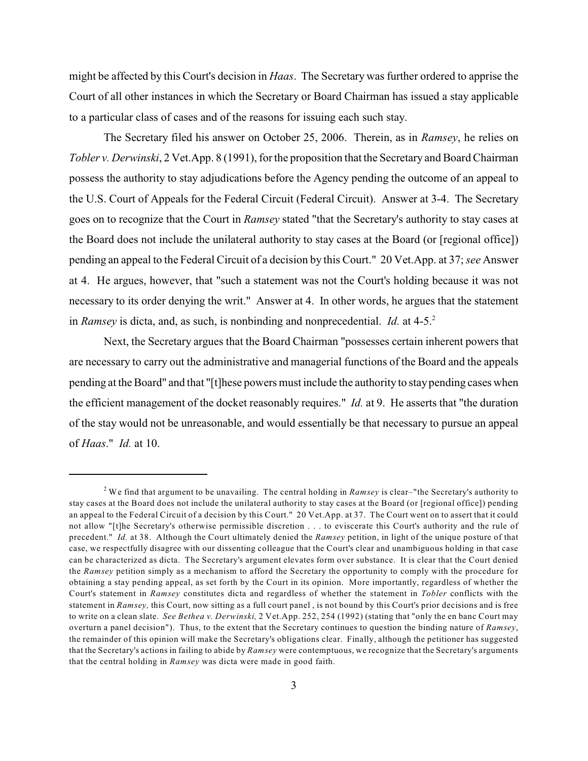might be affected by this Court's decision in *Haas*. The Secretary was further ordered to apprise the Court of all other instances in which the Secretary or Board Chairman has issued a stay applicable to a particular class of cases and of the reasons for issuing each such stay.

The Secretary filed his answer on October 25, 2006. Therein, as in *Ramsey*, he relies on *Tobler v. Derwinski*, 2 Vet.App. 8 (1991), for the proposition that the Secretary and Board Chairman possess the authority to stay adjudications before the Agency pending the outcome of an appeal to the U.S. Court of Appeals for the Federal Circuit (Federal Circuit). Answer at 3-4. The Secretary goes on to recognize that the Court in *Ramsey* stated "that the Secretary's authority to stay cases at the Board does not include the unilateral authority to stay cases at the Board (or [regional office]) pending an appeal to the Federal Circuit of a decision by this Court." 20 Vet.App. at 37; *see* Answer at 4. He argues, however, that "such a statement was not the Court's holding because it was not necessary to its order denying the writ." Answer at 4. In other words, he argues that the statement in *Ramsey* is dicta, and, as such, is nonbinding and nonprecedential. *Id.* at 4-5.[2]

Next, the Secretary argues that the Board Chairman "possesses certain inherent powers that are necessary to carry out the administrative and managerial functions of the Board and the appeals pending at the Board" and that "[t]hese powers must include the authority to stay pending cases when the efficient management of the docket reasonably requires." *Id.* at 9. He asserts that "the duration of the stay would not be unreasonable, and would essentially be that necessary to pursue an appeal of *Haas*." *Id.* at 10.

---

[2] We find that argument to be unavailing. The central holding in *Ramsey* is clear–"the Secretary's authority to stay cases at the Board does not include the unilateral authority to stay cases at the Board (or [regional office]) pending an appeal to the Federal Circuit of a decision by this Court." 20 Vet.App. at 37. The Court went on to assert that it could not allow "[t]he Secretary's otherwise permissible discretion . . . to eviscerate this Court's authority and the rule of precedent." *Id.* at 38. Although the Court ultimately denied the *Ramsey* petition, in light of the unique posture of that case, we respectfully disagree with our dissenting colleague that the Court's clear and unambiguous holding in that case can be characterized as dicta. The Secretary's argument elevates form over substance. It is clear that the Court denied the *Ramsey* petition simply as a mechanism to afford the Secretary the opportunity to comply with the procedure for obtaining a stay pending appeal, as set forth by the Court in its opinion. More importantly, regardless of whether the Court's statement in *Ramsey* constitutes dicta and regardless of whether the statement in *Tobler* conflicts with the statement in *Ramsey,* this Court, now sitting as a full court panel , is not bound by this Court's prior decisions and is free to write on a clean slate. *See Bethea v. Derwinski,* 2 Vet.App. 252, 254 (1992) (stating that "only the en banc Court may overturn a panel decision"). Thus, to the extent that the Secretary continues to question the binding nature of *Ramsey*, the remainder of this opinion will make the Secretary's obligations clear. Finally, although the petitioner has suggested that the Secretary's actions in failing to abide by *Ramsey* were contemptuous, we recognize that the Secretary's arguments that the central holding in *Ramsey* was dicta were made in good faith.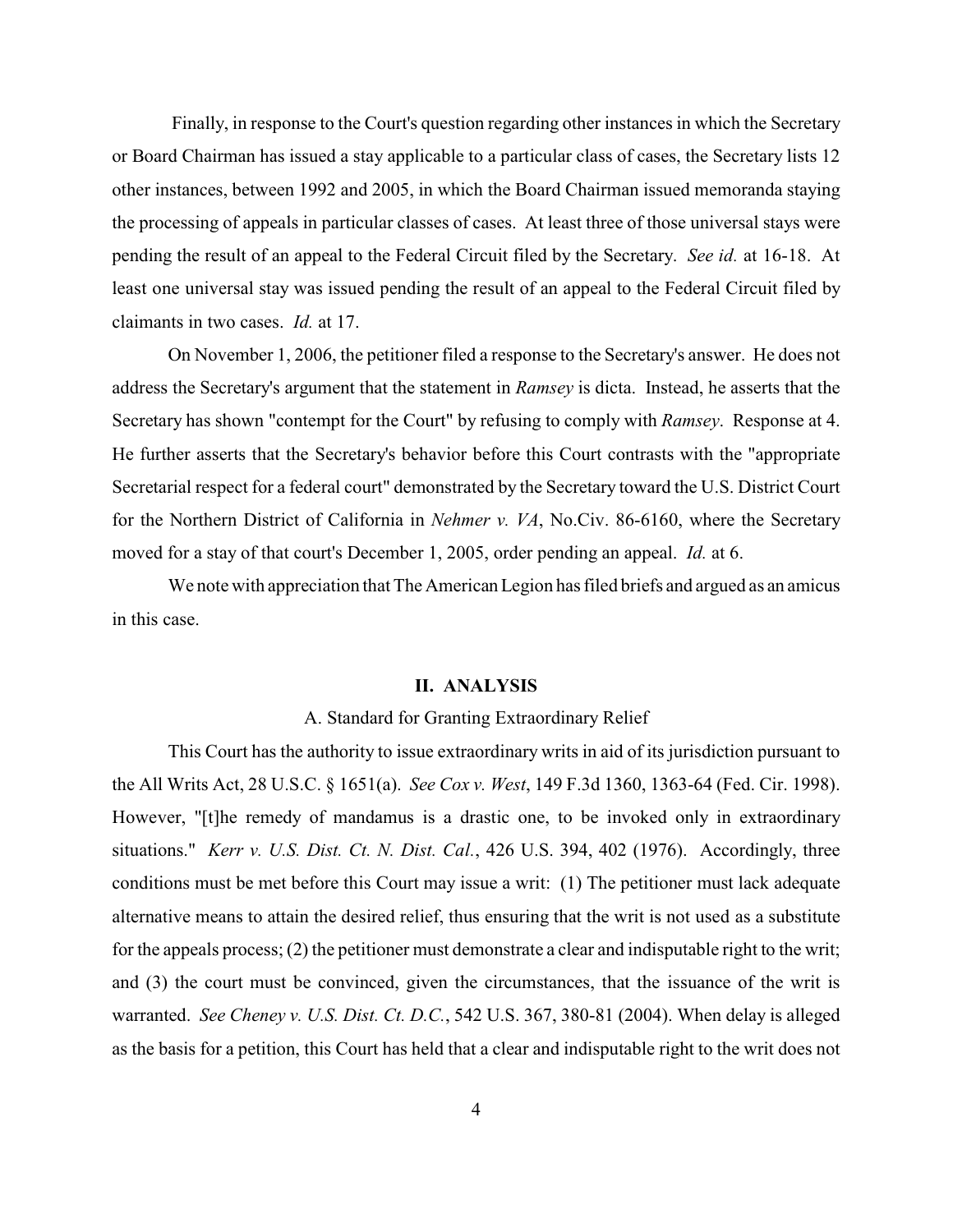Finally, in response to the Court's question regarding other instances in which the Secretary or Board Chairman has issued a stay applicable to a particular class of cases, the Secretary lists 12 other instances, between 1992 and 2005, in which the Board Chairman issued memoranda staying the processing of appeals in particular classes of cases. At least three of those universal stays were pending the result of an appeal to the Federal Circuit filed by the Secretary. *See id.* at 16-18. At least one universal stay was issued pending the result of an appeal to the Federal Circuit filed by claimants in two cases. *Id.* at 17.

On November 1, 2006, the petitioner filed a response to the Secretary's answer. He does not address the Secretary's argument that the statement in *Ramsey* is dicta. Instead, he asserts that the Secretary has shown "contempt for the Court" by refusing to comply with *Ramsey*. Response at 4. He further asserts that the Secretary's behavior before this Court contrasts with the "appropriate Secretarial respect for a federal court" demonstrated by the Secretary toward the U.S. District Court for the Northern District of California in *Nehmer v. VA*, No.Civ. 86-6160, where the Secretary moved for a stay of that court's December 1, 2005, order pending an appeal. *Id.* at 6.

We note with appreciation that The American Legion has filed briefs and argued as an amicus in this case.

## II. ANALYSIS

### A. Standard for Granting Extraordinary Relief

This Court has the authority to issue extraordinary writs in aid of its jurisdiction pursuant to the All Writs Act, 28 U.S.C. § 1651(a). *See Cox v. West*, 149 F.3d 1360, 1363-64 (Fed. Cir. 1998). However, "[t]he remedy of mandamus is a drastic one, to be invoked only in extraordinary situations." *Kerr v. U.S. Dist. Ct. N. Dist. Cal.*, 426 U.S. 394, 402 (1976). Accordingly, three conditions must be met before this Court may issue a writ: (1) The petitioner must lack adequate alternative means to attain the desired relief, thus ensuring that the writ is not used as a substitute for the appeals process; (2) the petitioner must demonstrate a clear and indisputable right to the writ; and (3) the court must be convinced, given the circumstances, that the issuance of the writ is warranted. *See Cheney v. U.S. Dist. Ct. D.C.*, 542 U.S. 367, 380-81 (2004). When delay is alleged as the basis for a petition, this Court has held that a clear and indisputable right to the writ does not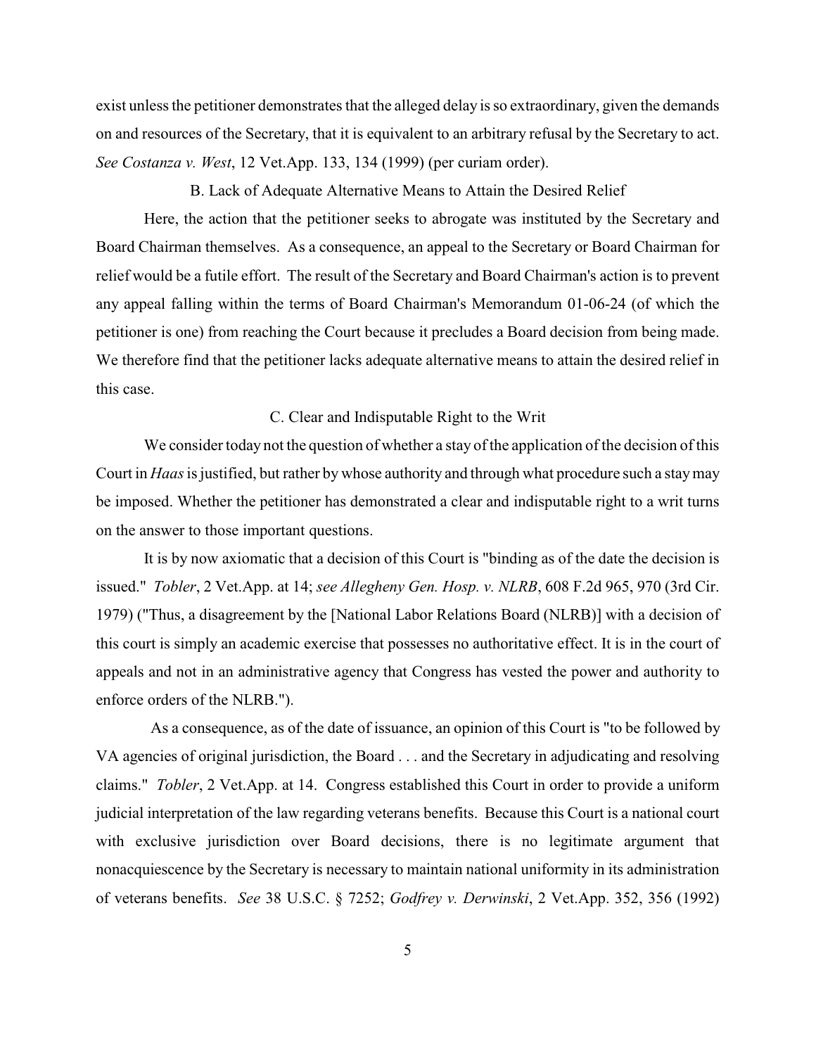exist unless the petitioner demonstrates that the alleged delay is so extraordinary, given the demands on and resources of the Secretary, that it is equivalent to an arbitrary refusal by the Secretary to act. *See Costanza v. West*, 12 Vet.App. 133, 134 (1999) (per curiam order).

### B. Lack of Adequate Alternative Means to Attain the Desired Relief

Here, the action that the petitioner seeks to abrogate was instituted by the Secretary and Board Chairman themselves. As a consequence, an appeal to the Secretary or Board Chairman for relief would be a futile effort. The result of the Secretary and Board Chairman's action is to prevent any appeal falling within the terms of Board Chairman's Memorandum 01-06-24 (of which the petitioner is one) from reaching the Court because it precludes a Board decision from being made. We therefore find that the petitioner lacks adequate alternative means to attain the desired relief in this case.

### C. Clear and Indisputable Right to the Writ

We consider today not the question of whether a stay of the application of the decision of this Court in *Haas* is justified, but rather by whose authority and through what procedure such a stay may be imposed. Whether the petitioner has demonstrated a clear and indisputable right to a writ turns on the answer to those important questions.

It is by now axiomatic that a decision of this Court is "binding as of the date the decision is issued." *Tobler*, 2 Vet.App. at 14; *see Allegheny Gen. Hosp. v. NLRB*, 608 F.2d 965, 970 (3rd Cir. 1979) ("Thus, a disagreement by the [National Labor Relations Board (NLRB)] with a decision of this court is simply an academic exercise that possesses no authoritative effect. It is in the court of appeals and not in an administrative agency that Congress has vested the power and authority to enforce orders of the NLRB.").

As a consequence, as of the date of issuance, an opinion of this Court is "to be followed by VA agencies of original jurisdiction, the Board . . . and the Secretary in adjudicating and resolving claims." *Tobler*, 2 Vet.App. at 14. Congress established this Court in order to provide a uniform judicial interpretation of the law regarding veterans benefits. Because this Court is a national court with exclusive jurisdiction over Board decisions, there is no legitimate argument that nonacquiescence by the Secretary is necessary to maintain national uniformity in its administration of veterans benefits. *See* 38 U.S.C. § 7252; *Godfrey v. Derwinski*, 2 Vet.App. 352, 356 (1992)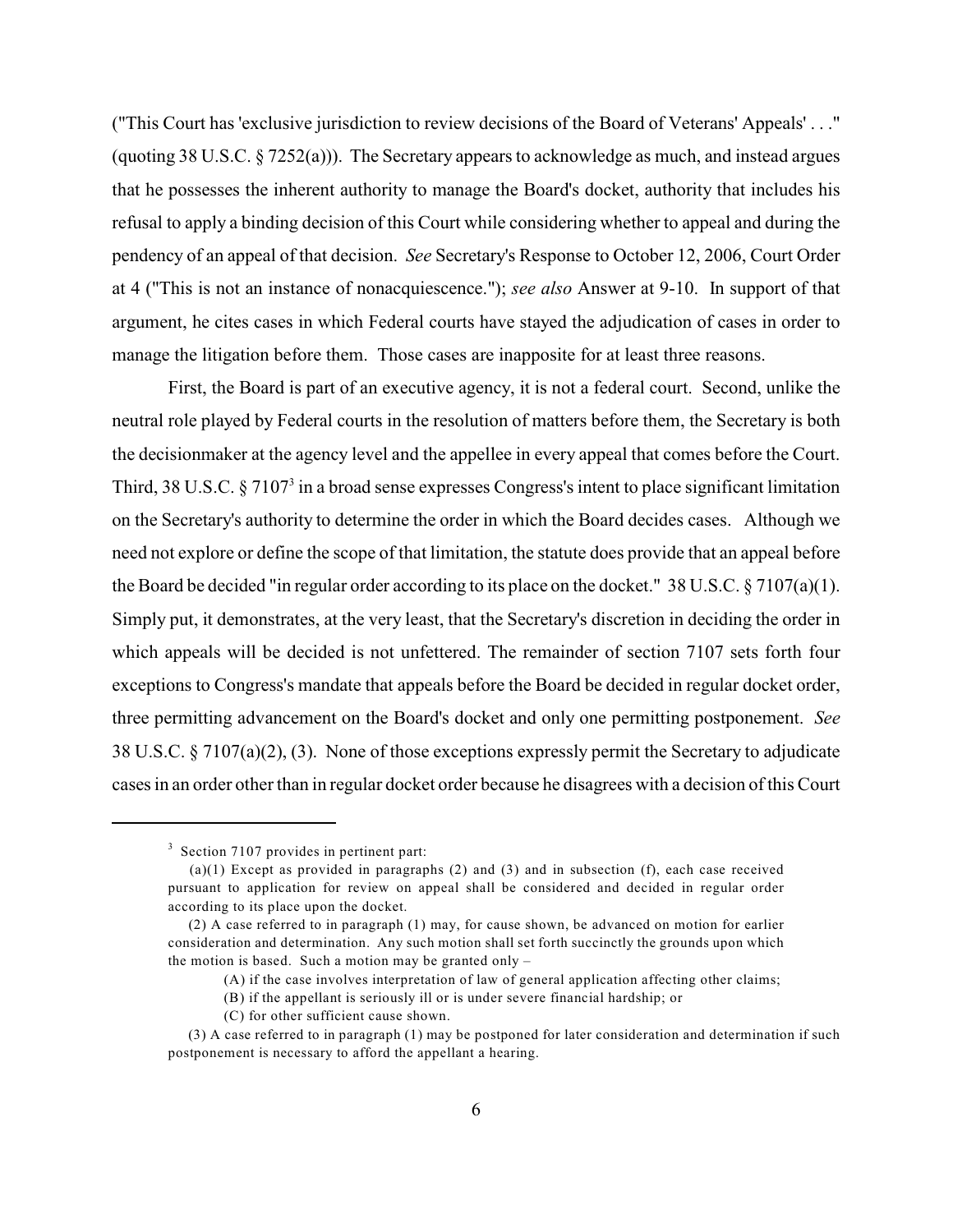("This Court has 'exclusive jurisdiction to review decisions of the Board of Veterans' Appeals' . . ." (quoting 38 U.S.C. § 7252(a))). The Secretary appears to acknowledge as much, and instead argues that he possesses the inherent authority to manage the Board's docket, authority that includes his refusal to apply a binding decision of this Court while considering whether to appeal and during the pendency of an appeal of that decision. *See* Secretary's Response to October 12, 2006, Court Order at 4 ("This is not an instance of nonacquiescence."); *see also* Answer at 9-10. In support of that argument, he cites cases in which Federal courts have stayed the adjudication of cases in order to manage the litigation before them. Those cases are inapposite for at least three reasons.

First, the Board is part of an executive agency, it is not a federal court. Second, unlike the neutral role played by Federal courts in the resolution of matters before them, the Secretary is both the decisionmaker at the agency level and the appellee in every appeal that comes before the Court. Third, 38 U.S.C. § 7107[3] in a broad sense expresses Congress's intent to place significant limitation on the Secretary's authority to determine the order in which the Board decides cases. Although we need not explore or define the scope of that limitation, the statute does provide that an appeal before the Board be decided "in regular order according to its place on the docket." 38 U.S.C. § 7107(a)(1). Simply put, it demonstrates, at the very least, that the Secretary's discretion in deciding the order in which appeals will be decided is not unfettered. The remainder of section 7107 sets forth four exceptions to Congress's mandate that appeals before the Board be decided in regular docket order, three permitting advancement on the Board's docket and only one permitting postponement. *See* 38 U.S.C. § 7107(a)(2), (3). None of those exceptions expressly permit the Secretary to adjudicate cases in an order other than in regular docket order because he disagrees with a decision of this Court

---

[3] Section 7107 provides in pertinent part:

(a)(1) Except as provided in paragraphs (2) and (3) and in subsection (f), each case received pursuant to application for review on appeal shall be considered and decided in regular order according to its place upon the docket.

(2) A case referred to in paragraph (1) may, for cause shown, be advanced on motion for earlier consideration and determination. Any such motion shall set forth succinctly the grounds upon which the motion is based. Such a motion may be granted only –

(A) if the case involves interpretation of law of general application affecting other claims;

(B) if the appellant is seriously ill or is under severe financial hardship; or

(C) for other sufficient cause shown.

(3) A case referred to in paragraph (1) may be postponed for later consideration and determination if such postponement is necessary to afford the appellant a hearing.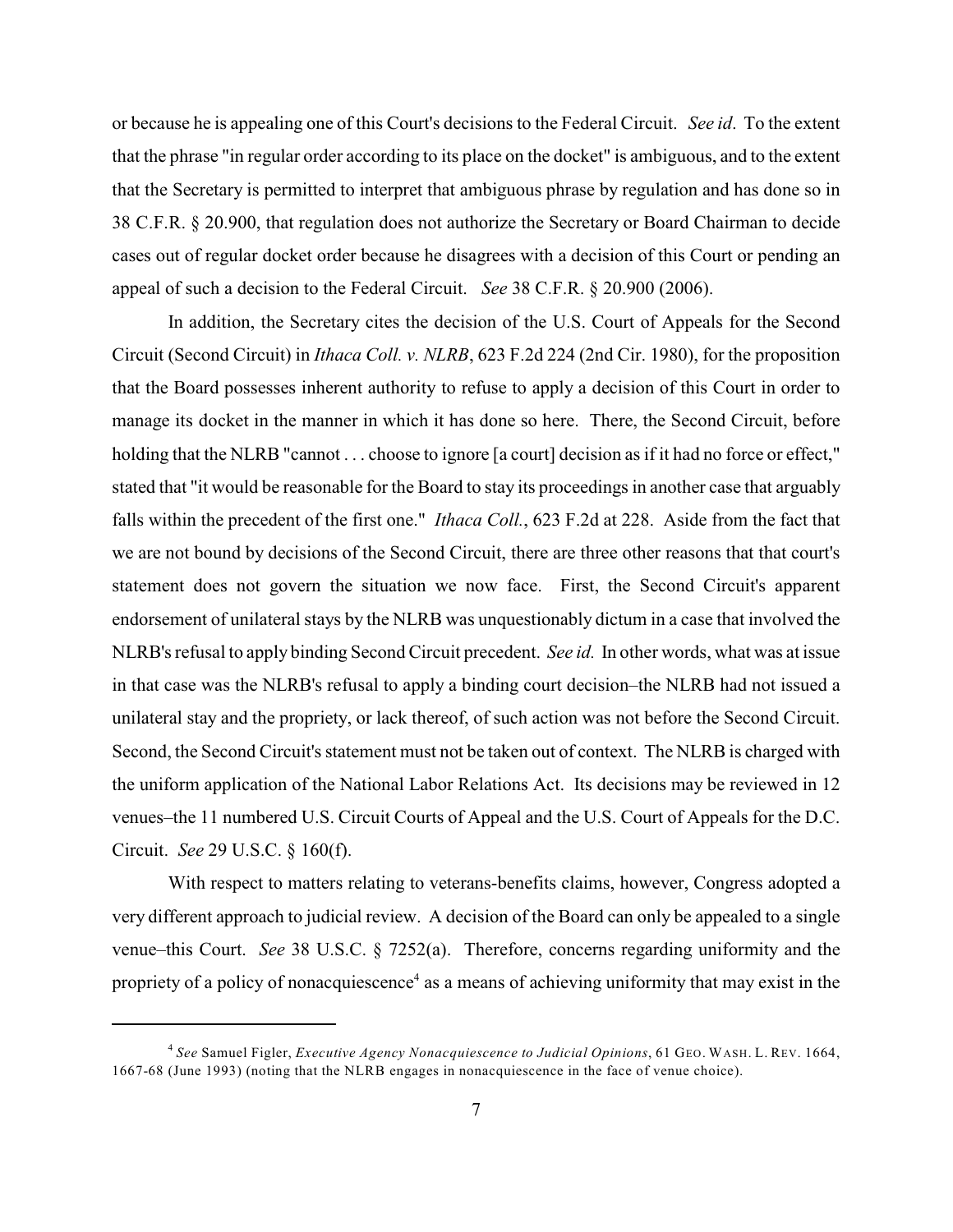or because he is appealing one of this Court's decisions to the Federal Circuit. *See id*. To the extent that the phrase "in regular order according to its place on the docket" is ambiguous, and to the extent that the Secretary is permitted to interpret that ambiguous phrase by regulation and has done so in 38 C.F.R. § 20.900, that regulation does not authorize the Secretary or Board Chairman to decide cases out of regular docket order because he disagrees with a decision of this Court or pending an appeal of such a decision to the Federal Circuit. *See* 38 C.F.R. § 20.900 (2006).

In addition, the Secretary cites the decision of the U.S. Court of Appeals for the Second Circuit (Second Circuit) in *Ithaca Coll. v. NLRB*, 623 F.2d 224 (2nd Cir. 1980), for the proposition that the Board possesses inherent authority to refuse to apply a decision of this Court in order to manage its docket in the manner in which it has done so here. There, the Second Circuit, before holding that the NLRB "cannot . . . choose to ignore [a court] decision as if it had no force or effect," stated that "it would be reasonable for the Board to stay its proceedings in another case that arguably falls within the precedent of the first one." *Ithaca Coll.*, 623 F.2d at 228. Aside from the fact that we are not bound by decisions of the Second Circuit, there are three other reasons that that court's statement does not govern the situation we now face. First, the Second Circuit's apparent endorsement of unilateral stays by the NLRB was unquestionably dictum in a case that involved the NLRB's refusal to apply binding Second Circuit precedent. *See id.* In other words, what was at issue in that case was the NLRB's refusal to apply a binding court decision–the NLRB had not issued a unilateral stay and the propriety, or lack thereof, of such action was not before the Second Circuit. Second, the Second Circuit's statement must not be taken out of context. The NLRB is charged with the uniform application of the National Labor Relations Act. Its decisions may be reviewed in 12 venues–the 11 numbered U.S. Circuit Courts of Appeal and the U.S. Court of Appeals for the D.C. Circuit. *See* 29 U.S.C. § 160(f).

With respect to matters relating to veterans-benefits claims, however, Congress adopted a very different approach to judicial review. A decision of the Board can only be appealed to a single venue–this Court. *See* 38 U.S.C. § 7252(a). Therefore, concerns regarding uniformity and the propriety of a policy of nonacquiescence[4] as a means of achieving uniformity that may exist in the

---

[4] *See* Samuel Figler, *Executive Agency Nonacquiescence to Judicial Opinions*, 61 GEO. WASH. L. REV. 1664, 1667-68 (June 1993) (noting that the NLRB engages in nonacquiescence in the face of venue choice).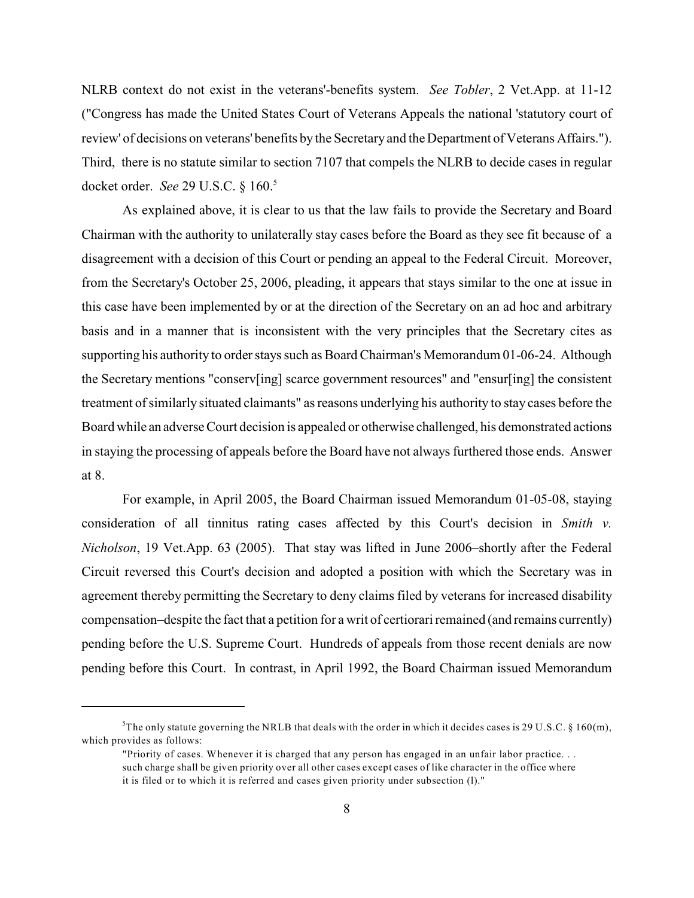NLRB context do not exist in the veterans'-benefits system. *See Tobler*, 2 Vet.App. at 11-12 ("Congress has made the United States Court of Veterans Appeals the national 'statutory court of review' of decisions on veterans' benefits by the Secretary and the Department of Veterans Affairs."). Third, there is no statute similar to section 7107 that compels the NLRB to decide cases in regular docket order. *See* 29 U.S.C. § 160.[5]

As explained above, it is clear to us that the law fails to provide the Secretary and Board Chairman with the authority to unilaterally stay cases before the Board as they see fit because of a disagreement with a decision of this Court or pending an appeal to the Federal Circuit. Moreover, from the Secretary's October 25, 2006, pleading, it appears that stays similar to the one at issue in this case have been implemented by or at the direction of the Secretary on an ad hoc and arbitrary basis and in a manner that is inconsistent with the very principles that the Secretary cites as supporting his authority to order stays such as Board Chairman's Memorandum 01-06-24. Although the Secretary mentions "conserv[ing] scarce government resources" and "ensur[ing] the consistent treatment of similarly situated claimants" as reasons underlying his authority to stay cases before the Board while an adverse Court decision is appealed or otherwise challenged, his demonstrated actions in staying the processing of appeals before the Board have not always furthered those ends. Answer at 8.

For example, in April 2005, the Board Chairman issued Memorandum 01-05-08, staying consideration of all tinnitus rating cases affected by this Court's decision in *Smith v. Nicholson*, 19 Vet.App. 63 (2005). That stay was lifted in June 2006–shortly after the Federal Circuit reversed this Court's decision and adopted a position with which the Secretary was in agreement thereby permitting the Secretary to deny claims filed by veterans for increased disability compensation–despite the fact that a petition for a writ of certiorari remained (and remains currently) pending before the U.S. Supreme Court. Hundreds of appeals from those recent denials are now pending before this Court. In contrast, in April 1992, the Board Chairman issued Memorandum

---

[5] The only statute governing the NRLB that deals with the order in which it decides cases is 29 U.S.C. § 160(m), which provides as follows:

> "Priority of cases. Whenever it is charged that any person has engaged in an unfair labor practice. . . such charge shall be given priority over all other cases except cases of like character in the office where it is filed or to which it is referred and cases given priority under subsection (l)."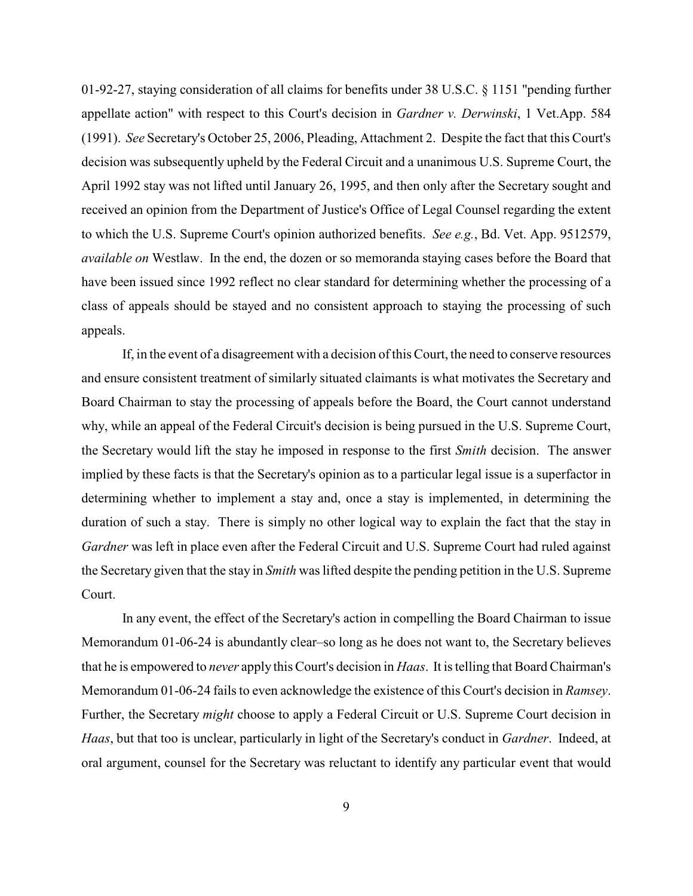01-92-27, staying consideration of all claims for benefits under 38 U.S.C. § 1151 "pending further appellate action" with respect to this Court's decision in *Gardner v. Derwinski*, 1 Vet.App. 584 (1991). *See* Secretary's October 25, 2006, Pleading, Attachment 2. Despite the fact that this Court's decision was subsequently upheld by the Federal Circuit and a unanimous U.S. Supreme Court, the April 1992 stay was not lifted until January 26, 1995, and then only after the Secretary sought and received an opinion from the Department of Justice's Office of Legal Counsel regarding the extent to which the U.S. Supreme Court's opinion authorized benefits. *See e.g.*, Bd. Vet. App. 9512579, *available on* Westlaw. In the end, the dozen or so memoranda staying cases before the Board that have been issued since 1992 reflect no clear standard for determining whether the processing of a class of appeals should be stayed and no consistent approach to staying the processing of such appeals.

If, in the event of a disagreement with a decision of this Court, the need to conserve resources and ensure consistent treatment of similarly situated claimants is what motivates the Secretary and Board Chairman to stay the processing of appeals before the Board, the Court cannot understand why, while an appeal of the Federal Circuit's decision is being pursued in the U.S. Supreme Court, the Secretary would lift the stay he imposed in response to the first *Smith* decision. The answer implied by these facts is that the Secretary's opinion as to a particular legal issue is a superfactor in determining whether to implement a stay and, once a stay is implemented, in determining the duration of such a stay. There is simply no other logical way to explain the fact that the stay in *Gardner* was left in place even after the Federal Circuit and U.S. Supreme Court had ruled against the Secretary given that the stay in *Smith* was lifted despite the pending petition in the U.S. Supreme Court.

In any event, the effect of the Secretary's action in compelling the Board Chairman to issue Memorandum 01-06-24 is abundantly clear–so long as he does not want to, the Secretary believes that he is empowered to *never* apply this Court's decision in *Haas*. It is telling that Board Chairman's Memorandum 01-06-24 fails to even acknowledge the existence of this Court's decision in *Ramsey*. Further, the Secretary *might* choose to apply a Federal Circuit or U.S. Supreme Court decision in *Haas*, but that too is unclear, particularly in light of the Secretary's conduct in *Gardner*. Indeed, at oral argument, counsel for the Secretary was reluctant to identify any particular event that would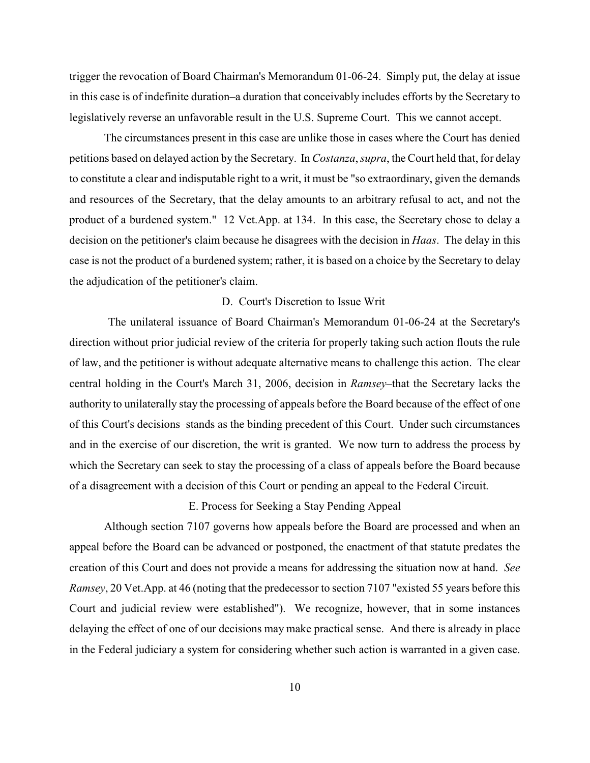trigger the revocation of Board Chairman's Memorandum 01-06-24. Simply put, the delay at issue in this case is of indefinite duration–a duration that conceivably includes efforts by the Secretary to legislatively reverse an unfavorable result in the U.S. Supreme Court. This we cannot accept.

The circumstances present in this case are unlike those in cases where the Court has denied petitions based on delayed action by the Secretary. In *Costanza*, *supra*, the Court held that, for delay to constitute a clear and indisputable right to a writ, it must be "so extraordinary, given the demands and resources of the Secretary, that the delay amounts to an arbitrary refusal to act, and not the product of a burdened system." 12 Vet.App. at 134. In this case, the Secretary chose to delay a decision on the petitioner's claim because he disagrees with the decision in *Haas*. The delay in this case is not the product of a burdened system; rather, it is based on a choice by the Secretary to delay the adjudication of the petitioner's claim.

### D. Court's Discretion to Issue Writ

The unilateral issuance of Board Chairman's Memorandum 01-06-24 at the Secretary's direction without prior judicial review of the criteria for properly taking such action flouts the rule of law, and the petitioner is without adequate alternative means to challenge this action. The clear central holding in the Court's March 31, 2006, decision in *Ramsey*–that the Secretary lacks the authority to unilaterally stay the processing of appeals before the Board because of the effect of one of this Court's decisions–stands as the binding precedent of this Court. Under such circumstances and in the exercise of our discretion, the writ is granted. We now turn to address the process by which the Secretary can seek to stay the processing of a class of appeals before the Board because of a disagreement with a decision of this Court or pending an appeal to the Federal Circuit.

### E. Process for Seeking a Stay Pending Appeal

Although section 7107 governs how appeals before the Board are processed and when an appeal before the Board can be advanced or postponed, the enactment of that statute predates the creation of this Court and does not provide a means for addressing the situation now at hand. *See Ramsey*, 20 Vet.App. at 46 (noting that the predecessor to section 7107 "existed 55 years before this Court and judicial review were established"). We recognize, however, that in some instances delaying the effect of one of our decisions may make practical sense. And there is already in place in the Federal judiciary a system for considering whether such action is warranted in a given case.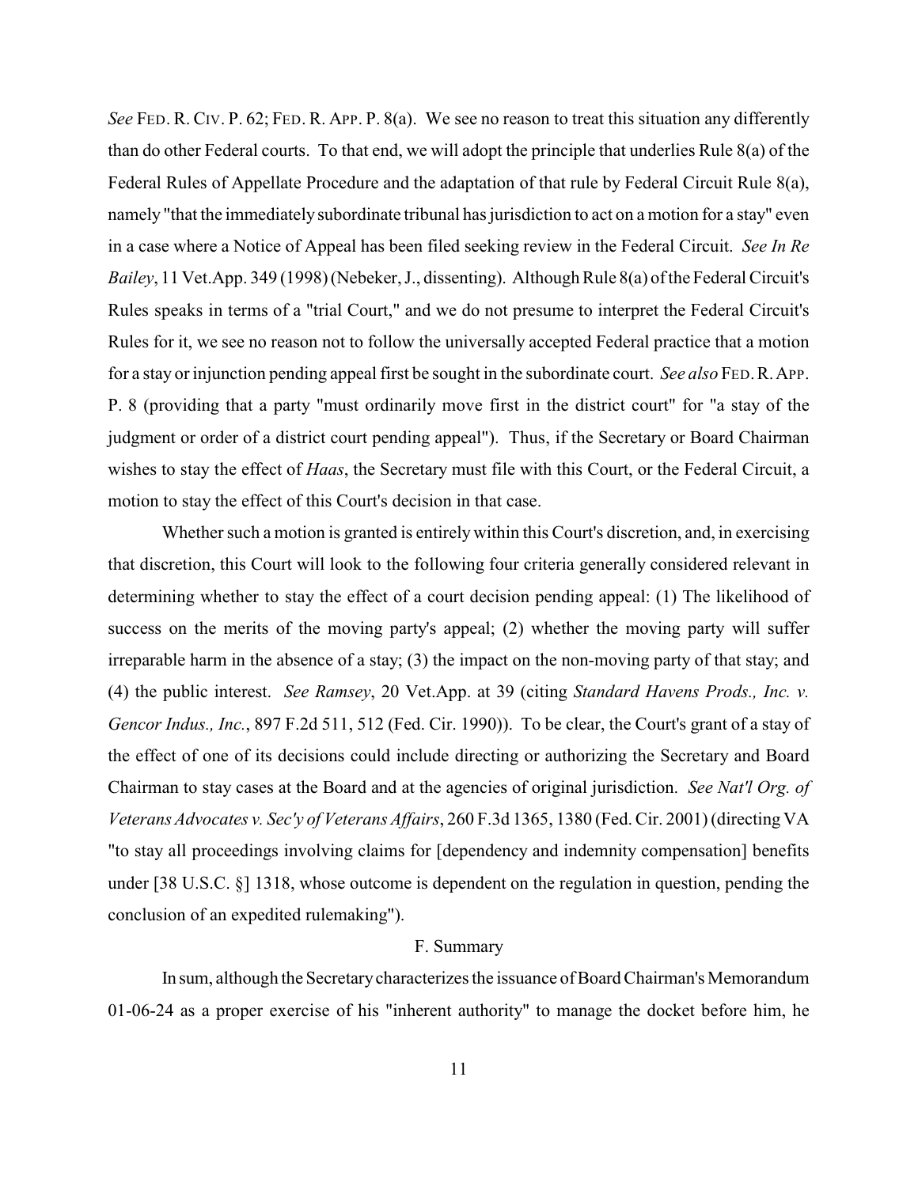*See* FED. R. CIV. P. 62; FED. R. APP. P. 8(a). We see no reason to treat this situation any differently than do other Federal courts. To that end, we will adopt the principle that underlies Rule 8(a) of the Federal Rules of Appellate Procedure and the adaptation of that rule by Federal Circuit Rule 8(a), namely "that the immediately subordinate tribunal has jurisdiction to act on a motion for a stay" even in a case where a Notice of Appeal has been filed seeking review in the Federal Circuit. *See In Re Bailey*, 11 Vet.App. 349 (1998) (Nebeker, J., dissenting). Although Rule 8(a) of the Federal Circuit's Rules speaks in terms of a "trial Court," and we do not presume to interpret the Federal Circuit's Rules for it, we see no reason not to follow the universally accepted Federal practice that a motion for a stay or injunction pending appeal first be sought in the subordinate court. *See also* FED. R. APP. P. 8 (providing that a party "must ordinarily move first in the district court" for "a stay of the judgment or order of a district court pending appeal"). Thus, if the Secretary or Board Chairman wishes to stay the effect of *Haas*, the Secretary must file with this Court, or the Federal Circuit, a motion to stay the effect of this Court's decision in that case.

Whether such a motion is granted is entirely within this Court's discretion, and, in exercising that discretion, this Court will look to the following four criteria generally considered relevant in determining whether to stay the effect of a court decision pending appeal: (1) The likelihood of success on the merits of the moving party's appeal; (2) whether the moving party will suffer irreparable harm in the absence of a stay; (3) the impact on the non-moving party of that stay; and (4) the public interest. *See Ramsey*, 20 Vet.App. at 39 (citing *Standard Havens Prods., Inc. v. Gencor Indus., Inc.*, 897 F.2d 511, 512 (Fed. Cir. 1990)). To be clear, the Court's grant of a stay of the effect of one of its decisions could include directing or authorizing the Secretary and Board Chairman to stay cases at the Board and at the agencies of original jurisdiction. *See Nat'l Org. of Veterans Advocates v. Sec'y of Veterans Affairs*, 260 F.3d 1365, 1380 (Fed. Cir. 2001) (directing VA "to stay all proceedings involving claims for [dependency and indemnity compensation] benefits under [38 U.S.C. §] 1318, whose outcome is dependent on the regulation in question, pending the conclusion of an expedited rulemaking").

F. Summary

In sum, although the Secretary characterizes the issuance of Board Chairman's Memorandum 01-06-24 as a proper exercise of his "inherent authority" to manage the docket before him, he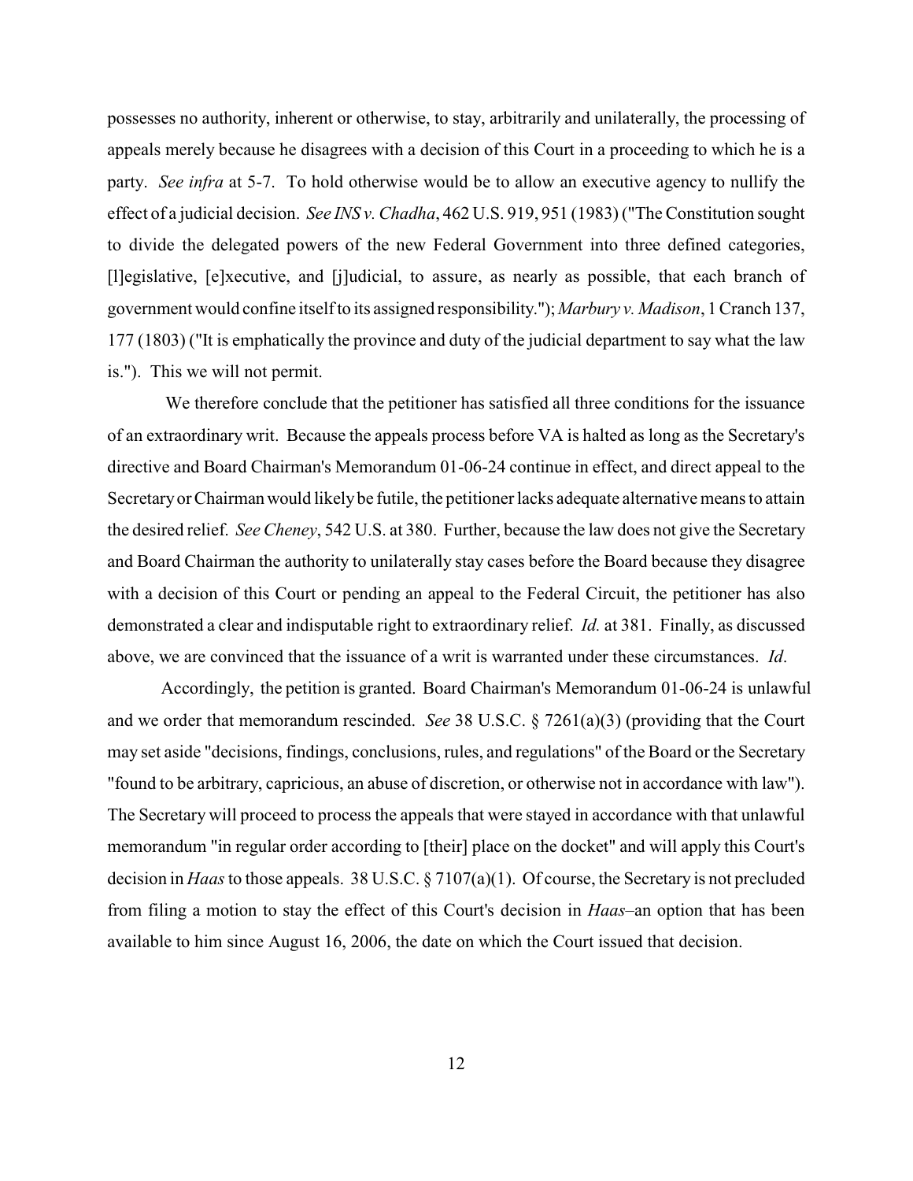possesses no authority, inherent or otherwise, to stay, arbitrarily and unilaterally, the processing of appeals merely because he disagrees with a decision of this Court in a proceeding to which he is a party. *See infra* at 5-7. To hold otherwise would be to allow an executive agency to nullify the effect of a judicial decision. *See INS v. Chadha*, 462 U.S. 919, 951 (1983) ("The Constitution sought to divide the delegated powers of the new Federal Government into three defined categories, [l]egislative, [e]xecutive, and [j]udicial, to assure, as nearly as possible, that each branch of government would confine itself to its assigned responsibility."); *Marbury v. Madison*, 1 Cranch 137, 177 (1803) ("It is emphatically the province and duty of the judicial department to say what the law is."). This we will not permit.

We therefore conclude that the petitioner has satisfied all three conditions for the issuance of an extraordinary writ. Because the appeals process before VA is halted as long as the Secretary's directive and Board Chairman's Memorandum 01-06-24 continue in effect, and direct appeal to the Secretary or Chairman would likely be futile, the petitioner lacks adequate alternative means to attain the desired relief. *See Cheney*, 542 U.S. at 380. Further, because the law does not give the Secretary and Board Chairman the authority to unilaterally stay cases before the Board because they disagree with a decision of this Court or pending an appeal to the Federal Circuit, the petitioner has also demonstrated a clear and indisputable right to extraordinary relief. *Id.* at 381. Finally, as discussed above, we are convinced that the issuance of a writ is warranted under these circumstances. *Id*.

Accordingly, the petition is granted. Board Chairman's Memorandum 01-06-24 is unlawful and we order that memorandum rescinded. *See* 38 U.S.C. § 7261(a)(3) (providing that the Court may set aside "decisions, findings, conclusions, rules, and regulations" of the Board or the Secretary "found to be arbitrary, capricious, an abuse of discretion, or otherwise not in accordance with law"). The Secretary will proceed to process the appeals that were stayed in accordance with that unlawful memorandum "in regular order according to [their] place on the docket" and will apply this Court's decision in *Haas* to those appeals. 38 U.S.C. § 7107(a)(1). Of course, the Secretary is not precluded from filing a motion to stay the effect of this Court's decision in *Haas*–an option that has been available to him since August 16, 2006, the date on which the Court issued that decision.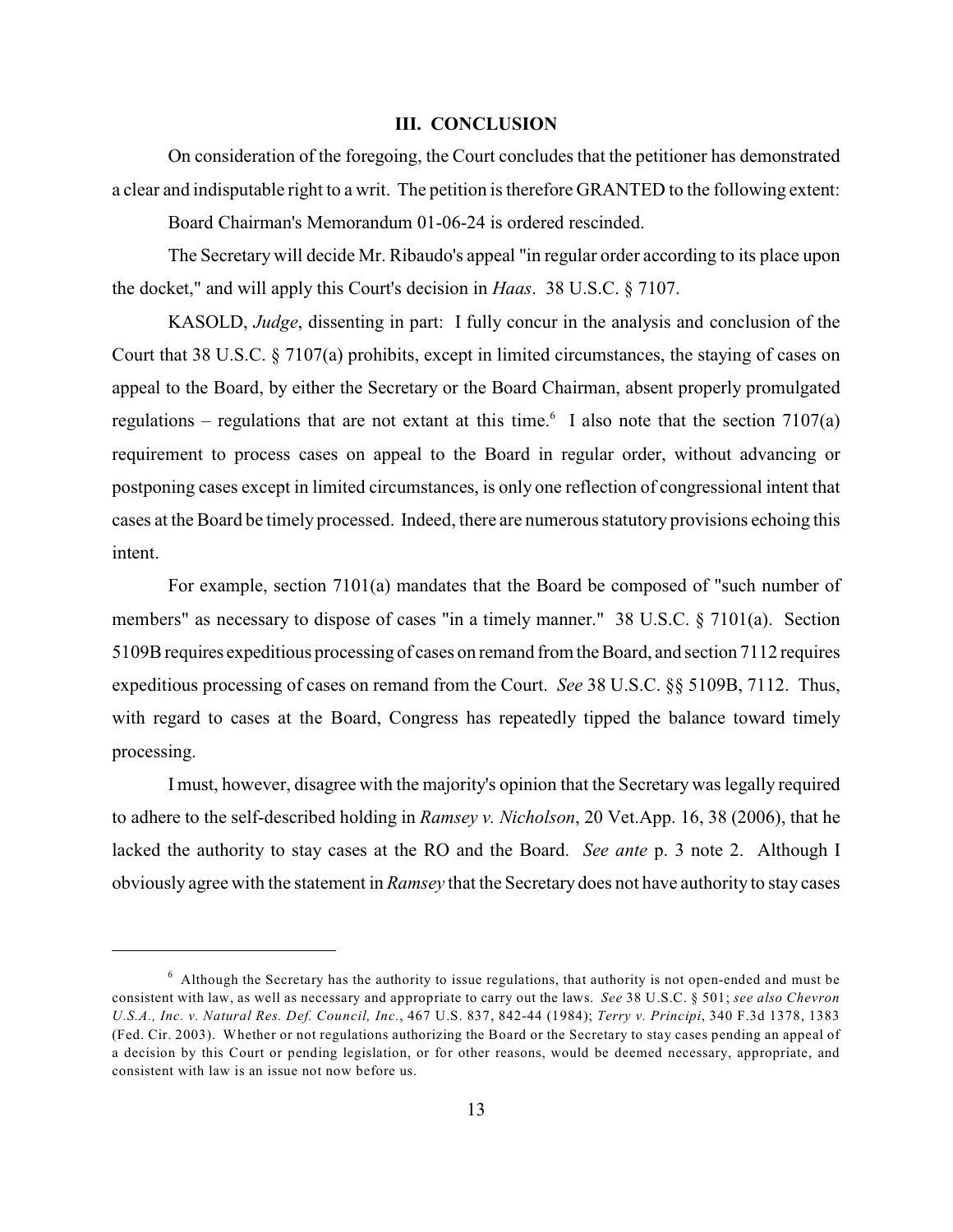### III. CONCLUSION

On consideration of the foregoing, the Court concludes that the petitioner has demonstrated a clear and indisputable right to a writ. The petition is therefore GRANTED to the following extent:

Board Chairman's Memorandum 01-06-24 is ordered rescinded.

The Secretary will decide Mr. Ribaudo's appeal "in regular order according to its place upon the docket," and will apply this Court's decision in *Haas*. 38 U.S.C. § 7107.

KASOLD, *Judge*, dissenting in part: I fully concur in the analysis and conclusion of the Court that 38 U.S.C. § 7107(a) prohibits, except in limited circumstances, the staying of cases on appeal to the Board, by either the Secretary or the Board Chairman, absent properly promulgated regulations – regulations that are not extant at this time.[6] I also note that the section 7107(a) requirement to process cases on appeal to the Board in regular order, without advancing or postponing cases except in limited circumstances, is only one reflection of congressional intent that cases at the Board be timely processed. Indeed, there are numerous statutory provisions echoing this intent.

For example, section 7101(a) mandates that the Board be composed of "such number of members" as necessary to dispose of cases "in a timely manner." 38 U.S.C. § 7101(a). Section 5109B requires expeditious processing of cases on remand from the Board, and section 7112 requires expeditious processing of cases on remand from the Court. *See* 38 U.S.C. §§ 5109B, 7112. Thus, with regard to cases at the Board, Congress has repeatedly tipped the balance toward timely processing.

I must, however, disagree with the majority's opinion that the Secretary was legally required to adhere to the self-described holding in *Ramsey v. Nicholson*, 20 Vet.App. 16, 38 (2006), that he lacked the authority to stay cases at the RO and the Board. *See ante* p. 3 note 2. Although I obviously agree with the statement in *Ramsey* that the Secretary does not have authority to stay cases

---

[6] Although the Secretary has the authority to issue regulations, that authority is not open-ended and must be consistent with law, as well as necessary and appropriate to carry out the laws. *See* 38 U.S.C. § 501; *see also Chevron U.S.A., Inc. v. Natural Res. Def. Council, Inc.*, 467 U.S. 837, 842-44 (1984); *Terry v. Principi*, 340 F.3d 1378, 1383 (Fed. Cir. 2003). Whether or not regulations authorizing the Board or the Secretary to stay cases pending an appeal of a decision by this Court or pending legislation, or for other reasons, would be deemed necessary, appropriate, and consistent with law is an issue not now before us.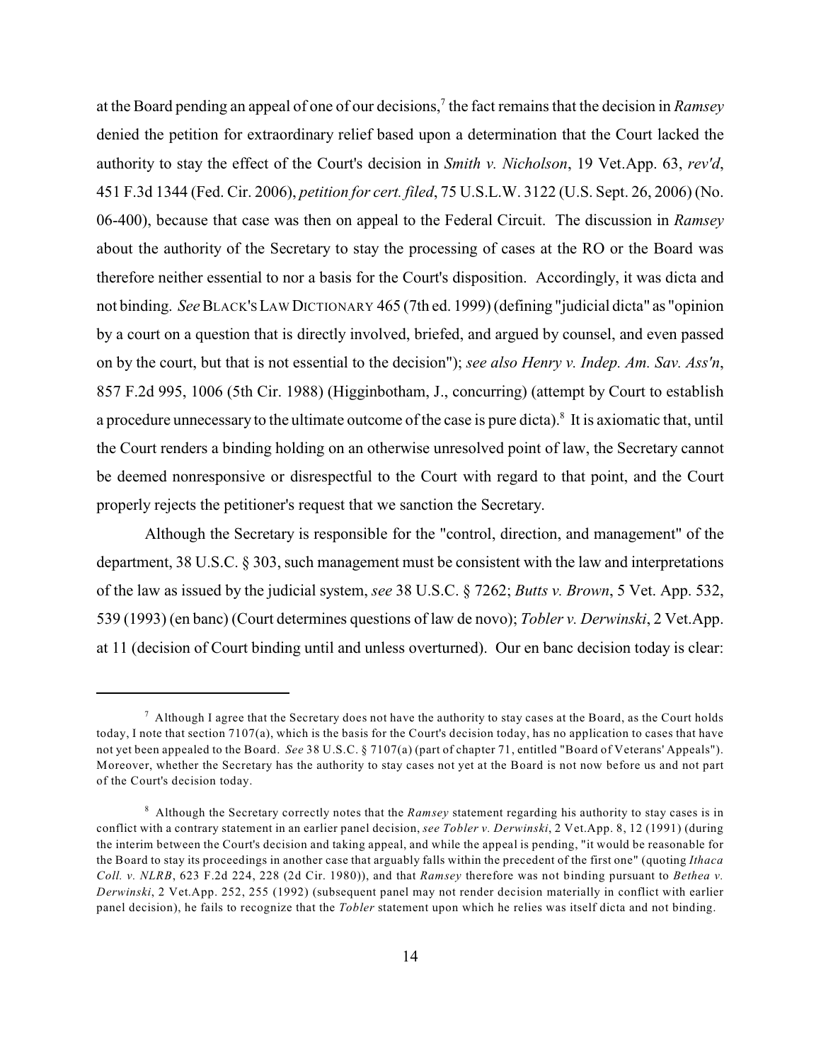at the Board pending an appeal of one of our decisions,[7] the fact remains that the decision in *Ramsey* denied the petition for extraordinary relief based upon a determination that the Court lacked the authority to stay the effect of the Court's decision in *Smith v. Nicholson*, 19 Vet.App. 63, *rev'd*, 451 F.3d 1344 (Fed. Cir. 2006), *petition for cert. filed*, 75 U.S.L.W. 3122 (U.S. Sept. 26, 2006) (No. 06-400), because that case was then on appeal to the Federal Circuit. The discussion in *Ramsey* about the authority of the Secretary to stay the processing of cases at the RO or the Board was therefore neither essential to nor a basis for the Court's disposition. Accordingly, it was dicta and not binding. *See* BLACK'S LAW DICTIONARY 465 (7th ed. 1999) (defining "judicial dicta" as "opinion by a court on a question that is directly involved, briefed, and argued by counsel, and even passed on by the court, but that is not essential to the decision"); *see also Henry v. Indep. Am. Sav. Ass'n*, 857 F.2d 995, 1006 (5th Cir. 1988) (Higginbotham, J., concurring) (attempt by Court to establish a procedure unnecessary to the ultimate outcome of the case is pure dicta).[8] It is axiomatic that, until the Court renders a binding holding on an otherwise unresolved point of law, the Secretary cannot be deemed nonresponsive or disrespectful to the Court with regard to that point, and the Court properly rejects the petitioner's request that we sanction the Secretary.

Although the Secretary is responsible for the "control, direction, and management" of the department, 38 U.S.C. § 303, such management must be consistent with the law and interpretations of the law as issued by the judicial system, *see* 38 U.S.C. § 7262; *Butts v. Brown*, 5 Vet. App. 532, 539 (1993) (en banc) (Court determines questions of law de novo); *Tobler v. Derwinski*, 2 Vet.App. at 11 (decision of Court binding until and unless overturned). Our en banc decision today is clear:

---

[7] Although I agree that the Secretary does not have the authority to stay cases at the Board, as the Court holds today, I note that section 7107(a), which is the basis for the Court's decision today, has no application to cases that have not yet been appealed to the Board. *See* 38 U.S.C. § 7107(a) (part of chapter 71, entitled "Board of Veterans' Appeals"). Moreover, whether the Secretary has the authority to stay cases not yet at the Board is not now before us and not part of the Court's decision today.

[8] Although the Secretary correctly notes that the *Ramsey* statement regarding his authority to stay cases is in conflict with a contrary statement in an earlier panel decision, *see Tobler v. Derwinski*, 2 Vet.App. 8, 12 (1991) (during the interim between the Court's decision and taking appeal, and while the appeal is pending, "it would be reasonable for the Board to stay its proceedings in another case that arguably falls within the precedent of the first one" (quoting *Ithaca Coll. v. NLRB*, 623 F.2d 224, 228 (2d Cir. 1980)), and that *Ramsey* therefore was not binding pursuant to *Bethea v. Derwinski*, 2 Vet.App. 252, 255 (1992) (subsequent panel may not render decision materially in conflict with earlier panel decision), he fails to recognize that the *Tobler* statement upon which he relies was itself dicta and not binding.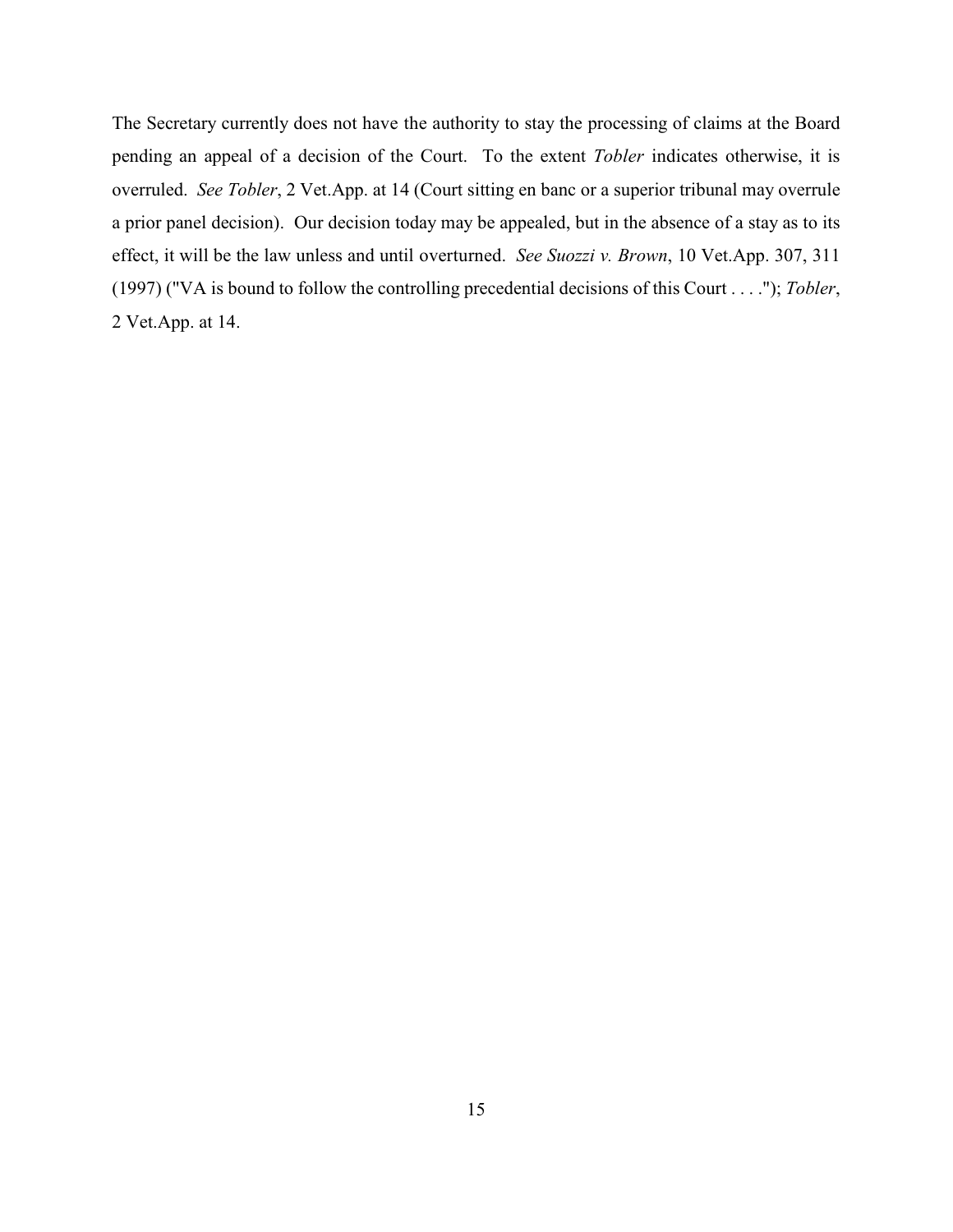The Secretary currently does not have the authority to stay the processing of claims at the Board pending an appeal of a decision of the Court. To the extent *Tobler* indicates otherwise, it is overruled. *See Tobler*, 2 Vet.App. at 14 (Court sitting en banc or a superior tribunal may overrule a prior panel decision). Our decision today may be appealed, but in the absence of a stay as to its effect, it will be the law unless and until overturned. *See Suozzi v. Brown*, 10 Vet.App. 307, 311 (1997) ("VA is bound to follow the controlling precedential decisions of this Court . . . ."); *Tobler*, 2 Vet.App. at 14.